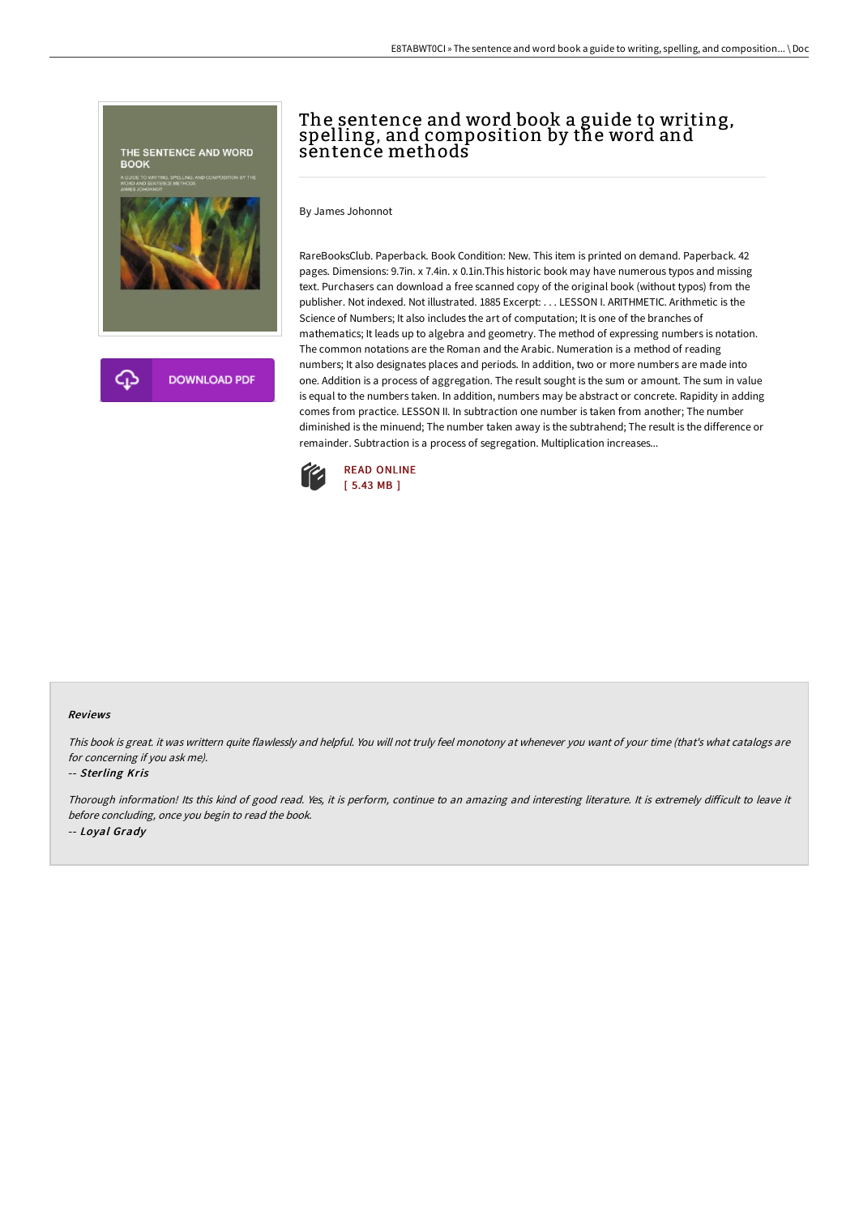# The sentence and word book a guide to writing, spelling, and composition by the word and sentence methods

By James Johonnot

RareBooksClub. Paperback. Book Condition: New. This item is printed on demand. Paperback. 42 pages. Dimensions: 9.7in. x 7.4in. x 0.1in.This historic book may have numerous typos and missing text. Purchasers can download a free scanned copy of the original book (without typos) from the publisher. Not indexed. Not illustrated. 1885 Excerpt: . . . LESSON I. ARITHMETIC. Arithmetic is the Science of Numbers; It also includes the art of computation; It is one of the branches of mathematics; It leads up to algebra and geometry. The method of expressing numbers is notation. The common notations are the Roman and the Arabic. Numeration is a method of reading numbers; It also designates places and periods. In addition, two or more numbers are made into one. Addition is a process of aggregation. The result sought is the sum or amount. The sum in value is equal to the numbers taken. In addition, numbers may be abstract or concrete. Rapidity in adding comes from practice. LESSON II. In subtraction one number is taken from another; The number diminished is the minuend; The number taken away is the subtrahend; The result is the difference or remainder. Subtraction is a process of segregation. Multiplication increases...

READ ONLINE
[ 5.43 MB ]

#### Reviews

*This book is great. it was writtern quite flawlessly and helpful. You will not truly feel monotony at whenever you want of your time (that's what catalogs are for concerning if you ask me).*

-- *Sterling Kris*

*Thorough information! Its this kind of good read. Yes, it is perform, continue to an amazing and interesting literature. It is extremely difficult to leave it before concluding, once you begin to read the book.*

-- *Loyal Grady*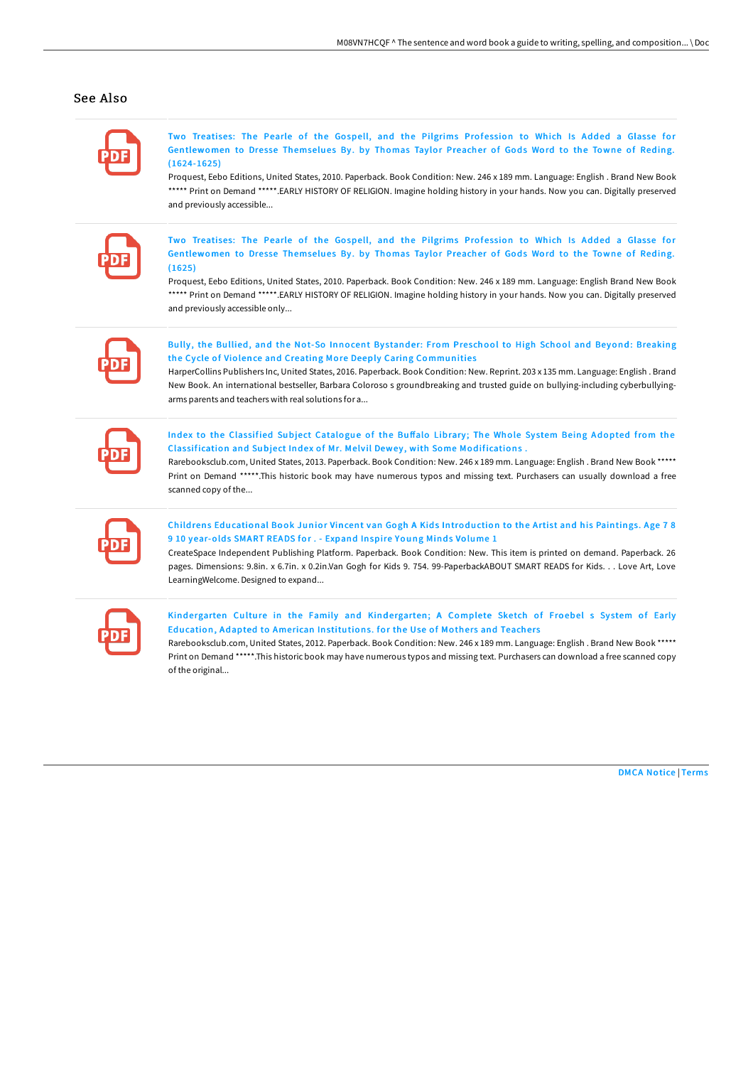## See Also

**Two Treatises: The Pearle of the Gospell, and the Pilgrims Profession to Which Is Added a Glasse for Gentlewomen to Dresse Themselues By. by Thomas Taylor Preacher of Gods Word to the Towne of Reding. (1624-1625)**

Proquest, Eebo Editions, United States, 2010. Paperback. Book Condition: New. 246 x 189 mm. Language: English . Brand New Book ***** Print on Demand *****.EARLY HISTORY OF RELIGION. Imagine holding history in your hands. Now you can. Digitally preserved and previously accessible...

**Two Treatises: The Pearle of the Gospell, and the Pilgrims Profession to Which Is Added a Glasse for Gentlewomen to Dresse Themselues By. by Thomas Taylor Preacher of Gods Word to the Towne of Reding. (1625)**

Proquest, Eebo Editions, United States, 2010. Paperback. Book Condition: New. 246 x 189 mm. Language: English Brand New Book ***** Print on Demand *****.EARLY HISTORY OF RELIGION. Imagine holding history in your hands. Now you can. Digitally preserved and previously accessible only...

**Bully, the Bullied, and the Not-So Innocent Bystander: From Preschool to High School and Beyond: Breaking the Cycle of Violence and Creating More Deeply Caring Communities**

HarperCollins Publishers Inc, United States, 2016. Paperback. Book Condition: New. Reprint. 203 x 135 mm. Language: English . Brand New Book. An international bestseller, Barbara Coloroso s groundbreaking and trusted guide on bullying-including cyberbullying-arms parents and teachers with real solutions for a...

**Index to the Classified Subject Catalogue of the Buffalo Library; The Whole System Being Adopted from the Classification and Subject Index of Mr. Melvil Dewey, with Some Modifications .**

Rarebooksclub.com, United States, 2013. Paperback. Book Condition: New. 246 x 189 mm. Language: English . Brand New Book ***** Print on Demand *****.This historic book may have numerous typos and missing text. Purchasers can usually download a free scanned copy of the...

**Childrens Educational Book Junior Vincent van Gogh A Kids Introduction to the Artist and his Paintings. Age 7 8 9 10 year-olds SMART READS for . - Expand Inspire Young Minds Volume 1**

CreateSpace Independent Publishing Platform. Paperback. Book Condition: New. This item is printed on demand. Paperback. 26 pages. Dimensions: 9.8in. x 6.7in. x 0.2in.Van Gogh for Kids 9. 754. 99-PaperbackABOUT SMART READS for Kids. . . Love Art, Love LearningWelcome. Designed to expand...

**Kindergarten Culture in the Family and Kindergarten; A Complete Sketch of Froebel s System of Early Education, Adapted to American Institutions. for the Use of Mothers and Teachers**

Rarebooksclub.com, United States, 2012. Paperback. Book Condition: New. 246 x 189 mm. Language: English . Brand New Book ***** Print on Demand *****.This historic book may have numerous typos and missing text. Purchasers can download a free scanned copy of the original...